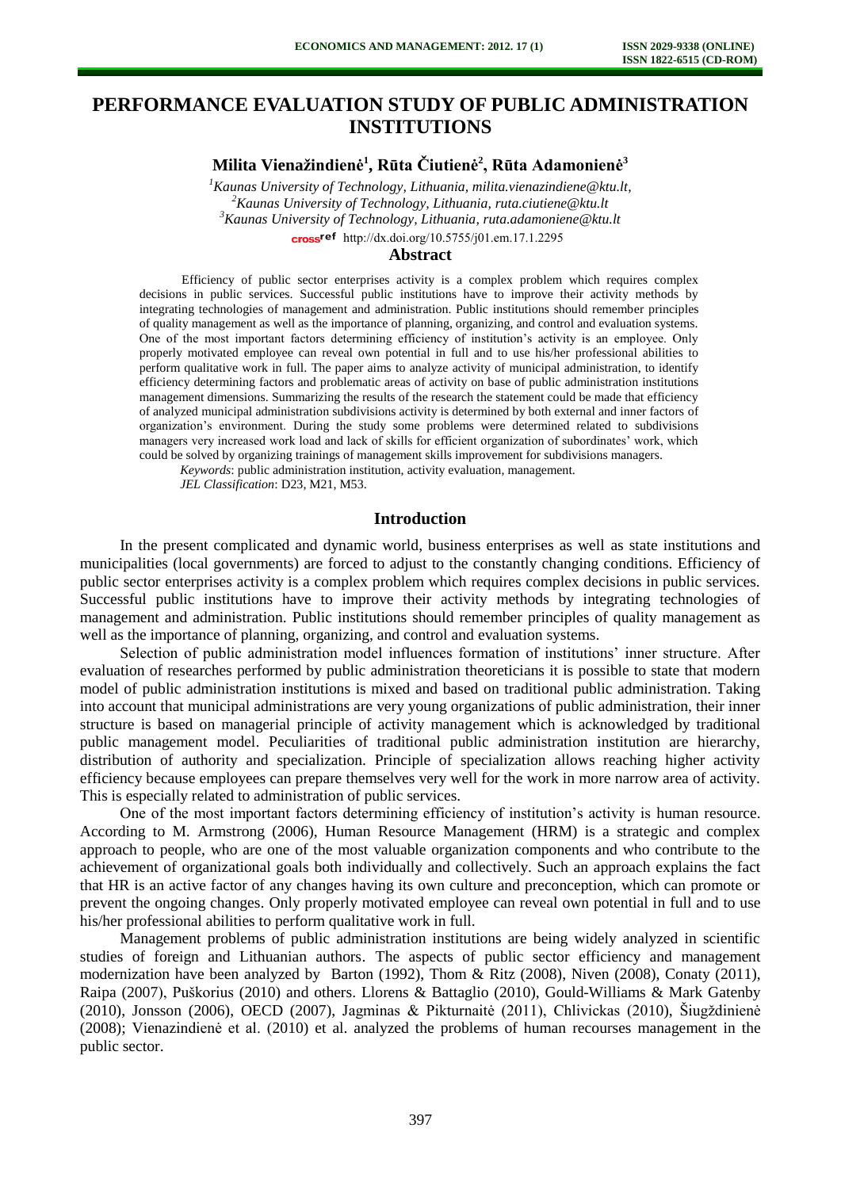# PERFORMANCE EVALUATION STUDY OF PUBLIC ADMINISTRATION INSTITUTIONS

**Milita Vienažindienė[1], Rūta Čiutienė[2], Rūta Adamonienė[3]**

[1]*Kaunas University of Technology, Lithuania, milita.vienazindiene@ktu.lt,*
[2]*Kaunas University of Technology, Lithuania, ruta.ciutiene@ktu.lt*
[3]*Kaunas University of Technology, Lithuania, ruta.adamoniene@ktu.lt*

crossref http://dx.doi.org/10.5755/j01.em.17.1.2295

## Abstract

Efficiency of public sector enterprises activity is a complex problem which requires complex decisions in public services. Successful public institutions have to improve their activity methods by integrating technologies of management and administration. Public institutions should remember principles of quality management as well as the importance of planning, organizing, and control and evaluation systems. One of the most important factors determining efficiency of institution's activity is an employee. Only properly motivated employee can reveal own potential in full and to use his/her professional abilities to perform qualitative work in full. The paper aims to analyze activity of municipal administration, to identify efficiency determining factors and problematic areas of activity on base of public administration institutions management dimensions. Summarizing the results of the research the statement could be made that efficiency of analyzed municipal administration subdivisions activity is determined by both external and inner factors of organization's environment. During the study some problems were determined related to subdivisions managers very increased work load and lack of skills for efficient organization of subordinates' work, which could be solved by organizing trainings of management skills improvement for subdivisions managers.

*Keywords*: public administration institution, activity evaluation, management.

*JEL Classification*: D23, M21, M53.

## Introduction

In the present complicated and dynamic world, business enterprises as well as state institutions and municipalities (local governments) are forced to adjust to the constantly changing conditions. Efficiency of public sector enterprises activity is a complex problem which requires complex decisions in public services. Successful public institutions have to improve their activity methods by integrating technologies of management and administration. Public institutions should remember principles of quality management as well as the importance of planning, organizing, and control and evaluation systems.

Selection of public administration model influences formation of institutions' inner structure. After evaluation of researches performed by public administration theoreticians it is possible to state that modern model of public administration institutions is mixed and based on traditional public administration. Taking into account that municipal administrations are very young organizations of public administration, their inner structure is based on managerial principle of activity management which is acknowledged by traditional public management model. Peculiarities of traditional public administration institution are hierarchy, distribution of authority and specialization. Principle of specialization allows reaching higher activity efficiency because employees can prepare themselves very well for the work in more narrow area of activity. This is especially related to administration of public services.

One of the most important factors determining efficiency of institution's activity is human resource. According to M. Armstrong (2006), Human Resource Management (HRM) is a strategic and complex approach to people, who are one of the most valuable organization components and who contribute to the achievement of organizational goals both individually and collectively. Such an approach explains the fact that HR is an active factor of any changes having its own culture and preconception, which can promote or prevent the ongoing changes. Only properly motivated employee can reveal own potential in full and to use his/her professional abilities to perform qualitative work in full.

Management problems of public administration institutions are being widely analyzed in scientific studies of foreign and Lithuanian authors. The aspects of public sector efficiency and management modernization have been analyzed by Barton (1992), Thom & Ritz (2008), Niven (2008), Conaty (2011), Raipa (2007), Puškorius (2010) and others. Llorens & Battaglio (2010), Gould-Williams & Mark Gatenby (2010), Jonsson (2006), OECD (2007), Jagminas & Pikturnaitė (2011), Chlivickas (2010), Šiugždinienė (2008); Vienazindienė et al. (2010) et al. analyzed the problems of human recourses management in the public sector.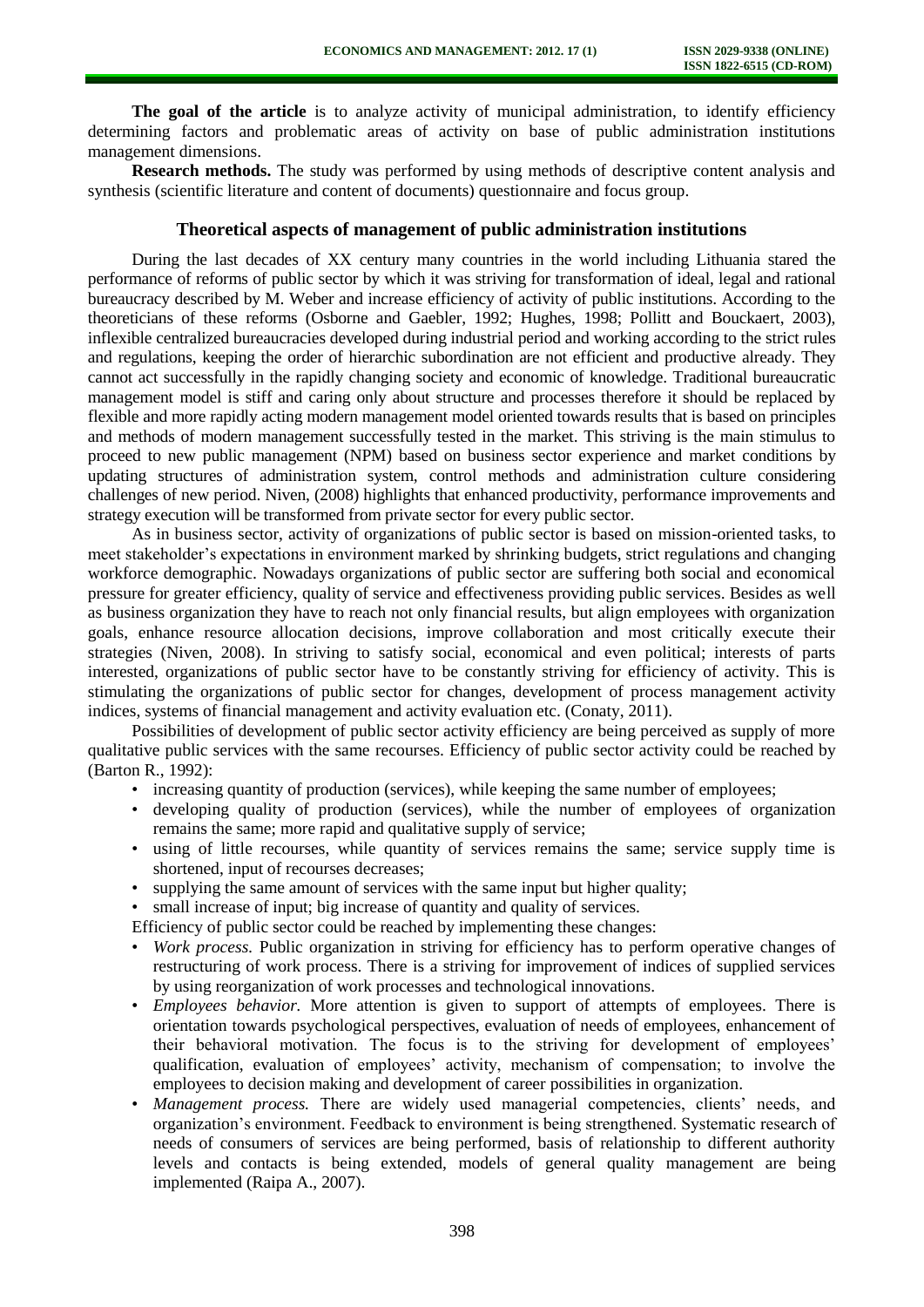**The goal of the article** is to analyze activity of municipal administration, to identify efficiency determining factors and problematic areas of activity on base of public administration institutions management dimensions.

**Research methods.** The study was performed by using methods of descriptive content analysis and synthesis (scientific literature and content of documents) questionnaire and focus group.

## Theoretical aspects of management of public administration institutions

During the last decades of XX century many countries in the world including Lithuania stared the performance of reforms of public sector by which it was striving for transformation of ideal, legal and rational bureaucracy described by M. Weber and increase efficiency of activity of public institutions. According to the theoreticians of these reforms (Osborne and Gaebler, 1992; Hughes, 1998; Pollitt and Bouckaert, 2003), inflexible centralized bureaucracies developed during industrial period and working according to the strict rules and regulations, keeping the order of hierarchic subordination are not efficient and productive already. They cannot act successfully in the rapidly changing society and economic of knowledge. Traditional bureaucratic management model is stiff and caring only about structure and processes therefore it should be replaced by flexible and more rapidly acting modern management model oriented towards results that is based on principles and methods of modern management successfully tested in the market. This striving is the main stimulus to proceed to new public management (NPM) based on business sector experience and market conditions by updating structures of administration system, control methods and administration culture considering challenges of new period. Niven, (2008) highlights that enhanced productivity, performance improvements and strategy execution will be transformed from private sector for every public sector.

As in business sector, activity of organizations of public sector is based on mission-oriented tasks, to meet stakeholder's expectations in environment marked by shrinking budgets, strict regulations and changing workforce demographic. Nowadays organizations of public sector are suffering both social and economical pressure for greater efficiency, quality of service and effectiveness providing public services. Besides as well as business organization they have to reach not only financial results, but align employees with organization goals, enhance resource allocation decisions, improve collaboration and most critically execute their strategies (Niven, 2008). In striving to satisfy social, economical and even political; interests of parts interested, organizations of public sector have to be constantly striving for efficiency of activity. This is stimulating the organizations of public sector for changes, development of process management activity indices, systems of financial management and activity evaluation etc. (Conaty, 2011).

Possibilities of development of public sector activity efficiency are being perceived as supply of more qualitative public services with the same recourses. Efficiency of public sector activity could be reached by (Barton R., 1992):

- increasing quantity of production (services), while keeping the same number of employees;
- developing quality of production (services), while the number of employees of organization remains the same; more rapid and qualitative supply of service;
- using of little recourses, while quantity of services remains the same; service supply time is shortened, input of recourses decreases;
- supplying the same amount of services with the same input but higher quality;
- small increase of input; big increase of quantity and quality of services.

Efficiency of public sector could be reached by implementing these changes:

- *Work process.* Public organization in striving for efficiency has to perform operative changes of restructuring of work process. There is a striving for improvement of indices of supplied services by using reorganization of work processes and technological innovations.
- *Employees behavior.* More attention is given to support of attempts of employees. There is orientation towards psychological perspectives, evaluation of needs of employees, enhancement of their behavioral motivation. The focus is to the striving for development of employees' qualification, evaluation of employees' activity, mechanism of compensation; to involve the employees to decision making and development of career possibilities in organization.
- *Management process.* There are widely used managerial competencies, clients' needs, and organization's environment. Feedback to environment is being strengthened. Systematic research of needs of consumers of services are being performed, basis of relationship to different authority levels and contacts is being extended, models of general quality management are being implemented (Raipa A., 2007).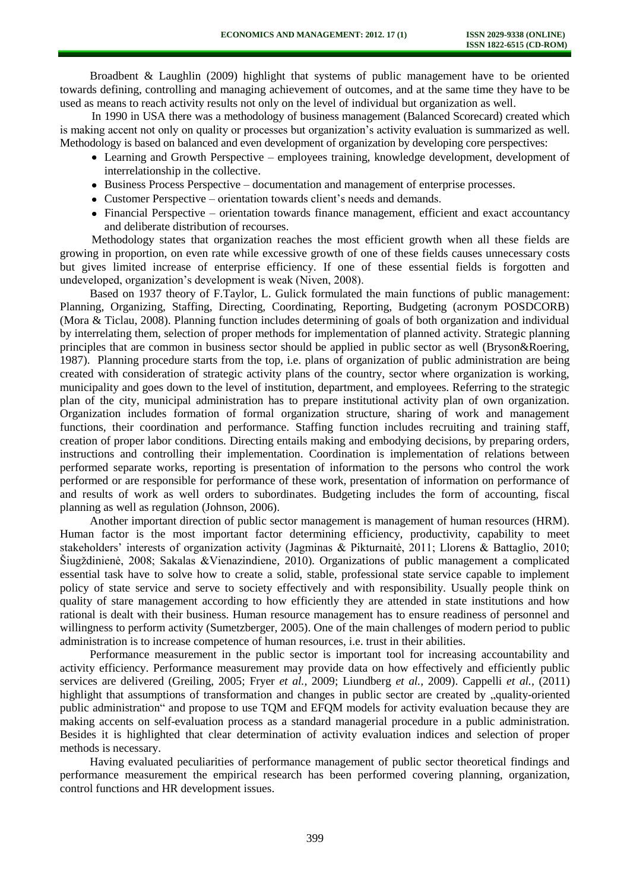Broadbent & Laughlin (2009) highlight that systems of public management have to be oriented towards defining, controlling and managing achievement of outcomes, and at the same time they have to be used as means to reach activity results not only on the level of individual but organization as well.

In 1990 in USA there was a methodology of business management (Balanced Scorecard) created which is making accent not only on quality or processes but organization's activity evaluation is summarized as well. Methodology is based on balanced and even development of organization by developing core perspectives:

- Learning and Growth Perspective – employees training, knowledge development, development of interrelationship in the collective.
- Business Process Perspective – documentation and management of enterprise processes.
- Customer Perspective – orientation towards client's needs and demands.
- Financial Perspective – orientation towards finance management, efficient and exact accountancy and deliberate distribution of recourses.

Methodology states that organization reaches the most efficient growth when all these fields are growing in proportion, on even rate while excessive growth of one of these fields causes unnecessary costs but gives limited increase of enterprise efficiency. If one of these essential fields is forgotten and undeveloped, organization's development is weak (Niven, 2008).

Based on 1937 theory of F.Taylor, L. Gulick formulated the main functions of public management: Planning, Organizing, Staffing, Directing, Coordinating, Reporting, Budgeting (acronym POSDCORB) (Mora & Ticlau, 2008). Planning function includes determining of goals of both organization and individual by interrelating them, selection of proper methods for implementation of planned activity. Strategic planning principles that are common in business sector should be applied in public sector as well (Bryson&Roering, 1987). Planning procedure starts from the top, i.e. plans of organization of public administration are being created with consideration of strategic activity plans of the country, sector where organization is working, municipality and goes down to the level of institution, department, and employees. Referring to the strategic plan of the city, municipal administration has to prepare institutional activity plan of own organization. Organization includes formation of formal organization structure, sharing of work and management functions, their coordination and performance. Staffing function includes recruiting and training staff, creation of proper labor conditions. Directing entails making and embodying decisions, by preparing orders, instructions and controlling their implementation. Coordination is implementation of relations between performed separate works, reporting is presentation of information to the persons who control the work performed or are responsible for performance of these work, presentation of information on performance of and results of work as well orders to subordinates. Budgeting includes the form of accounting, fiscal planning as well as regulation (Johnson, 2006).

Another important direction of public sector management is management of human resources (HRM). Human factor is the most important factor determining efficiency, productivity, capability to meet stakeholders' interests of organization activity (Jagminas & Pikturnaitė, 2011; Llorens & Battaglio, 2010; Šiugždinienė, 2008; Sakalas &Vienazindiene, 2010). Organizations of public management a complicated essential task have to solve how to create a solid, stable, professional state service capable to implement policy of state service and serve to society effectively and with responsibility. Usually people think on quality of stare management according to how efficiently they are attended in state institutions and how rational is dealt with their business. Human resource management has to ensure readiness of personnel and willingness to perform activity (Sumetzberger, 2005). One of the main challenges of modern period to public administration is to increase competence of human resources, i.e. trust in their abilities.

Performance measurement in the public sector is important tool for increasing accountability and activity efficiency. Performance measurement may provide data on how effectively and efficiently public services are delivered (Greiling, 2005; Fryer *et al.,* 2009; Liundberg *et al.,* 2009). Cappelli *et al.,* (2011) highlight that assumptions of transformation and changes in public sector are created by „quality-oriented public administration" and propose to use TQM and EFQM models for activity evaluation because they are making accents on self-evaluation process as a standard managerial procedure in a public administration. Besides it is highlighted that clear determination of activity evaluation indices and selection of proper methods is necessary.

Having evaluated peculiarities of performance management of public sector theoretical findings and performance measurement the empirical research has been performed covering planning, organization, control functions and HR development issues.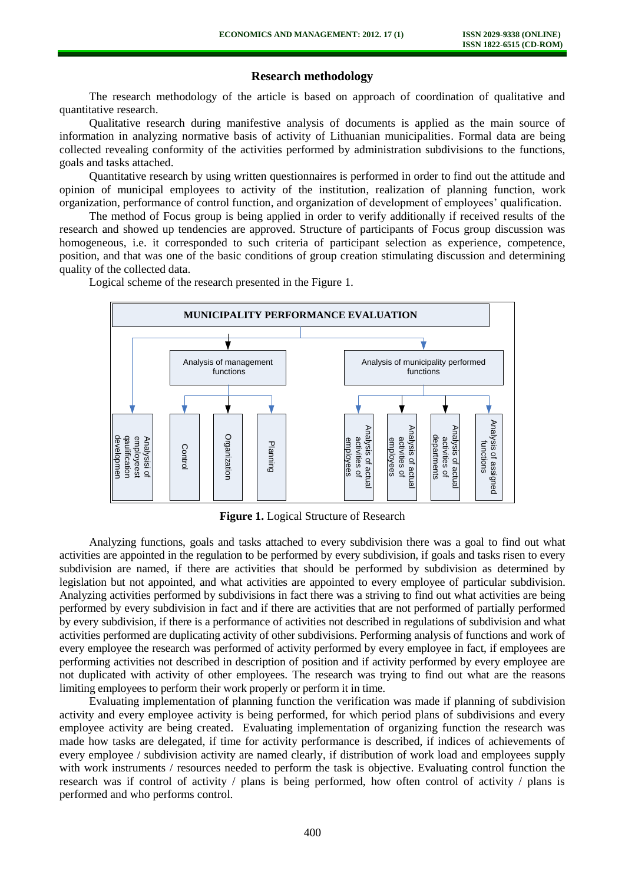## Research methodology

The research methodology of the article is based on approach of coordination of qualitative and quantitative research.

Qualitative research during manifestive analysis of documents is applied as the main source of information in analyzing normative basis of activity of Lithuanian municipalities. Formal data are being collected revealing conformity of the activities performed by administration subdivisions to the functions, goals and tasks attached.

Quantitative research by using written questionnaires is performed in order to find out the attitude and opinion of municipal employees to activity of the institution, realization of planning function, work organization, performance of control function, and organization of development of employees' qualification.

The method of Focus group is being applied in order to verify additionally if received results of the research and showed up tendencies are approved. Structure of participants of Focus group discussion was homogeneous, i.e. it corresponded to such criteria of participant selection as experience, competence, position, and that was one of the basic conditions of group creation stimulating discussion and determining quality of the collected data.

Logical scheme of the research presented in the Figure 1.

**MUNICIPALITY PERFORMANCE EVALUATION**

- Analysisi of employeest qaulification developmen
- Analysis of management functions
  - Control
  - Organization
  - Planning
- Analysis of municipality performed functions
  - Analysis of actual activities of employees
  - Analysis of actual activities of employees
  - Analysis of actual activities of departments
  - Analysis of assigned functions

**Figure 1.** Logical Structure of Research

Analyzing functions, goals and tasks attached to every subdivision there was a goal to find out what activities are appointed in the regulation to be performed by every subdivision, if goals and tasks risen to every subdivision are named, if there are activities that should be performed by subdivision as determined by legislation but not appointed, and what activities are appointed to every employee of particular subdivision. Analyzing activities performed by subdivisions in fact there was a striving to find out what activities are being performed by every subdivision in fact and if there are activities that are not performed of partially performed by every subdivision, if there is a performance of activities not described in regulations of subdivision and what activities performed are duplicating activity of other subdivisions. Performing analysis of functions and work of every employee the research was performed of activity performed by every employee in fact, if employees are performing activities not described in description of position and if activity performed by every employee are not duplicated with activity of other employees. The research was trying to find out what are the reasons limiting employees to perform their work properly or perform it in time.

Evaluating implementation of planning function the verification was made if planning of subdivision activity and every employee activity is being performed, for which period plans of subdivisions and every employee activity are being created. Evaluating implementation of organizing function the research was made how tasks are delegated, if time for activity performance is described, if indices of achievements of every employee / subdivision activity are named clearly, if distribution of work load and employees supply with work instruments / resources needed to perform the task is objective. Evaluating control function the research was if control of activity / plans is being performed, how often control of activity / plans is performed and who performs control.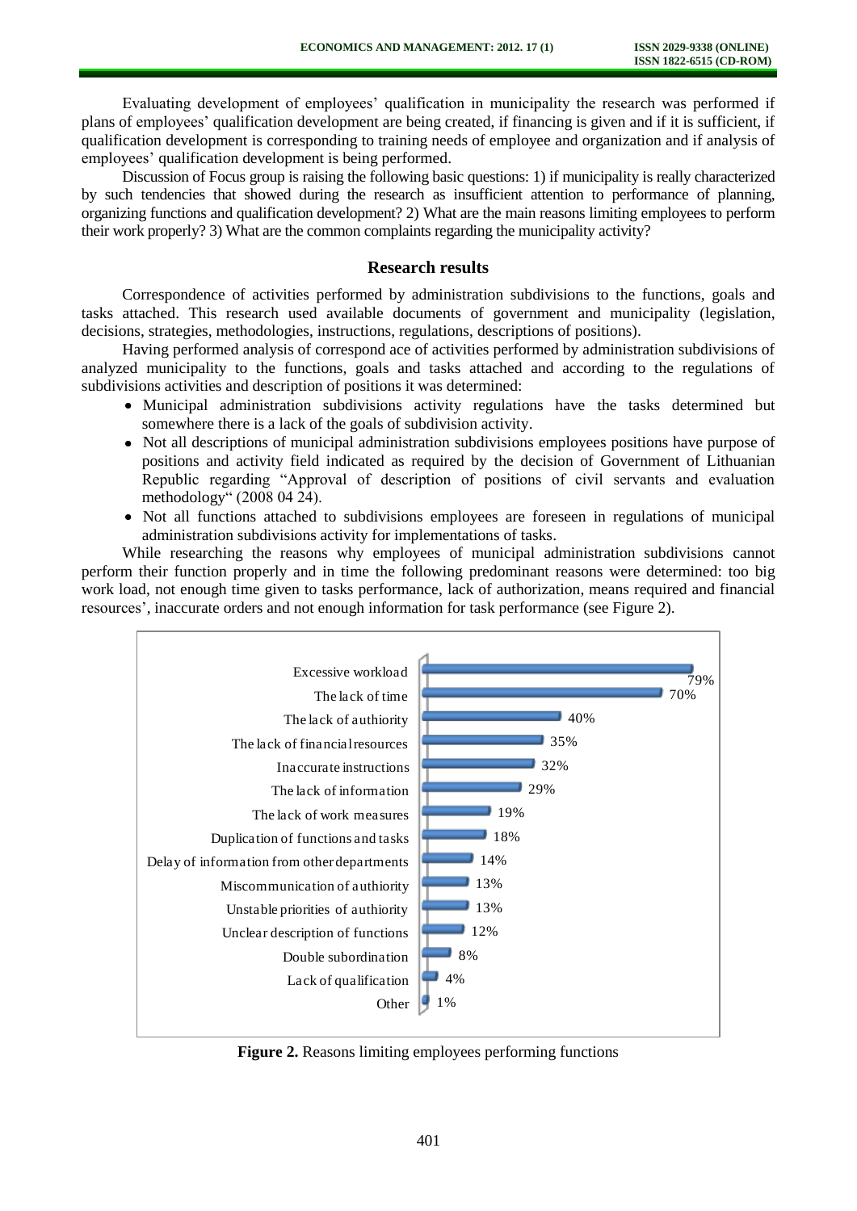Evaluating development of employees' qualification in municipality the research was performed if plans of employees' qualification development are being created, if financing is given and if it is sufficient, if qualification development is corresponding to training needs of employee and organization and if analysis of employees' qualification development is being performed.

Discussion of Focus group is raising the following basic questions: 1) if municipality is really characterized by such tendencies that showed during the research as insufficient attention to performance of planning, organizing functions and qualification development? 2) What are the main reasons limiting employees to perform their work properly? 3) What are the common complaints regarding the municipality activity?

## Research results

Correspondence of activities performed by administration subdivisions to the functions, goals and tasks attached. This research used available documents of government and municipality (legislation, decisions, strategies, methodologies, instructions, regulations, descriptions of positions).

Having performed analysis of correspond ace of activities performed by administration subdivisions of analyzed municipality to the functions, goals and tasks attached and according to the regulations of subdivisions activities and description of positions it was determined:

- Municipal administration subdivisions activity regulations have the tasks determined but somewhere there is a lack of the goals of subdivision activity.
- Not all descriptions of municipal administration subdivisions employees positions have purpose of positions and activity field indicated as required by the decision of Government of Lithuanian Republic regarding "Approval of description of positions of civil servants and evaluation methodology" (2008 04 24).
- Not all functions attached to subdivisions employees are foreseen in regulations of municipal administration subdivisions activity for implementations of tasks.

While researching the reasons why employees of municipal administration subdivisions cannot perform their function properly and in time the following predominant reasons were determined: too big work load, not enough time given to tasks performance, lack of authorization, means required and financial resources', inaccurate orders and not enough information for task performance (see Figure 2).

| Reason | % |
| --- | --- |
| Excessive workload | 79% |
| The lack of time | 70% |
| The lack of authiority | 40% |
| The lack of financial resources | 35% |
| Inaccurate instructions | 32% |
| The lack of information | 29% |
| The lack of work measures | 19% |
| Duplication of functions and tasks | 18% |
| Delay of information from other departments | 14% |
| Miscommunication of authiority | 13% |
| Unstable priorities of authiority | 13% |
| Unclear description of functions | 12% |
| Double subordination | 8% |
| Lack of qualification | 4% |
| Other | 1% |

**Figure 2.** Reasons limiting employees performing functions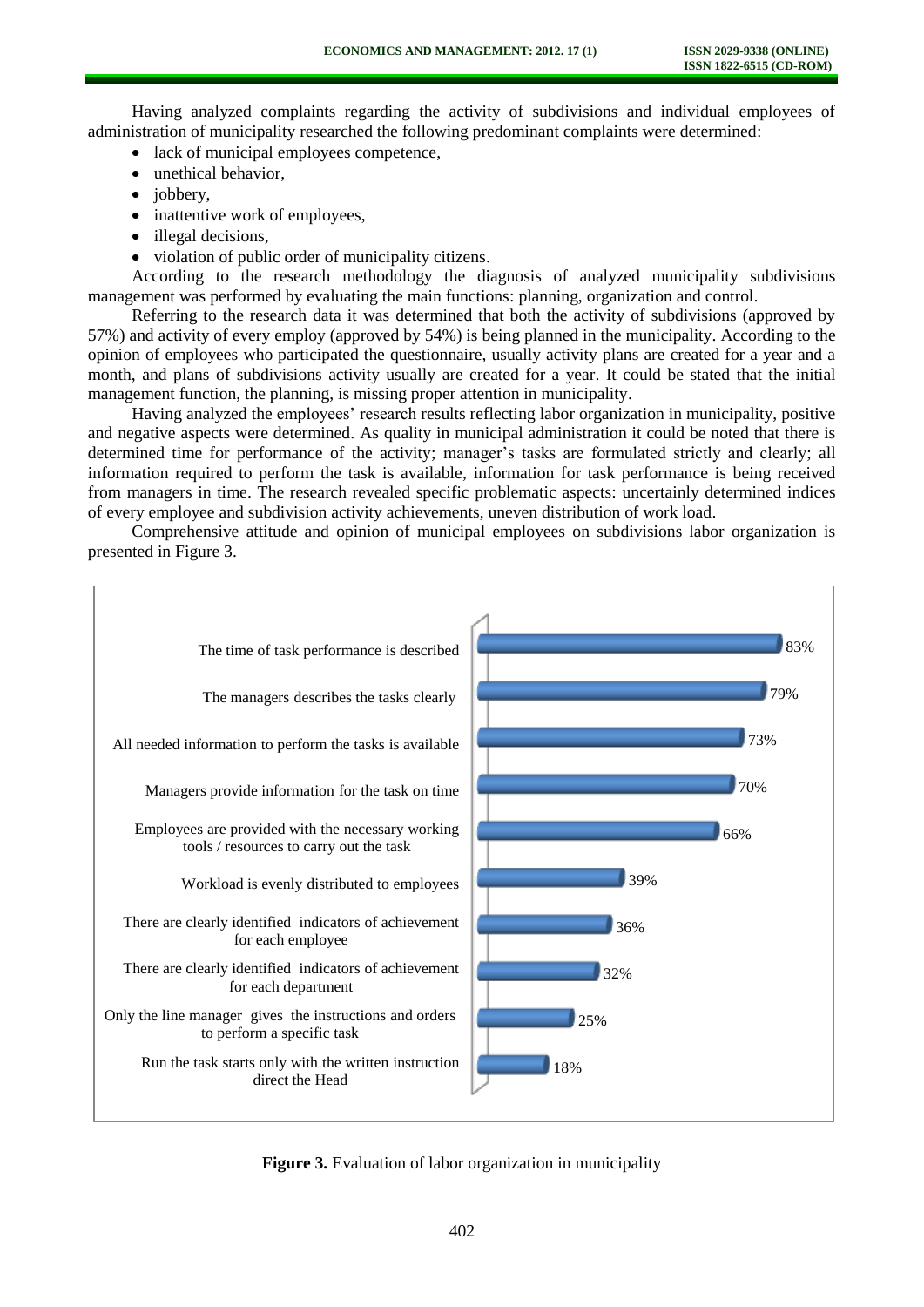Having analyzed complaints regarding the activity of subdivisions and individual employees of administration of municipality researched the following predominant complaints were determined:

- lack of municipal employees competence,
- unethical behavior,
- jobbery,
- inattentive work of employees,
- illegal decisions,
- violation of public order of municipality citizens.

According to the research methodology the diagnosis of analyzed municipality subdivisions management was performed by evaluating the main functions: planning, organization and control.

Referring to the research data it was determined that both the activity of subdivisions (approved by 57%) and activity of every employ (approved by 54%) is being planned in the municipality. According to the opinion of employees who participated the questionnaire, usually activity plans are created for a year and a month, and plans of subdivisions activity usually are created for a year. It could be stated that the initial management function, the planning, is missing proper attention in municipality.

Having analyzed the employees' research results reflecting labor organization in municipality, positive and negative aspects were determined. As quality in municipal administration it could be noted that there is determined time for performance of the activity; manager's tasks are formulated strictly and clearly; all information required to perform the task is available, information for task performance is being received from managers in time. The research revealed specific problematic aspects: uncertainly determined indices of every employee and subdivision activity achievements, uneven distribution of work load.

Comprehensive attitude and opinion of municipal employees on subdivisions labor organization is presented in Figure 3.

| Statement | % |
|---|---|
| The time of task performance is described | 83% |
| The managers describes the tasks clearly | 79% |
| All needed information to perform the tasks is available | 73% |
| Managers provide information for the task on time | 70% |
| Employees are provided with the necessary working tools / resources to carry out the task | 66% |
| Workload is evenly distributed to employees | 39% |
| There are clearly identified indicators of achievement for each employee | 36% |
| There are clearly identified indicators of achievement for each department | 32% |
| Only the line manager gives the instructions and orders to perform a specific task | 25% |
| Run the task starts only with the written instruction direct the Head | 18% |

**Figure 3.** Evaluation of labor organization in municipality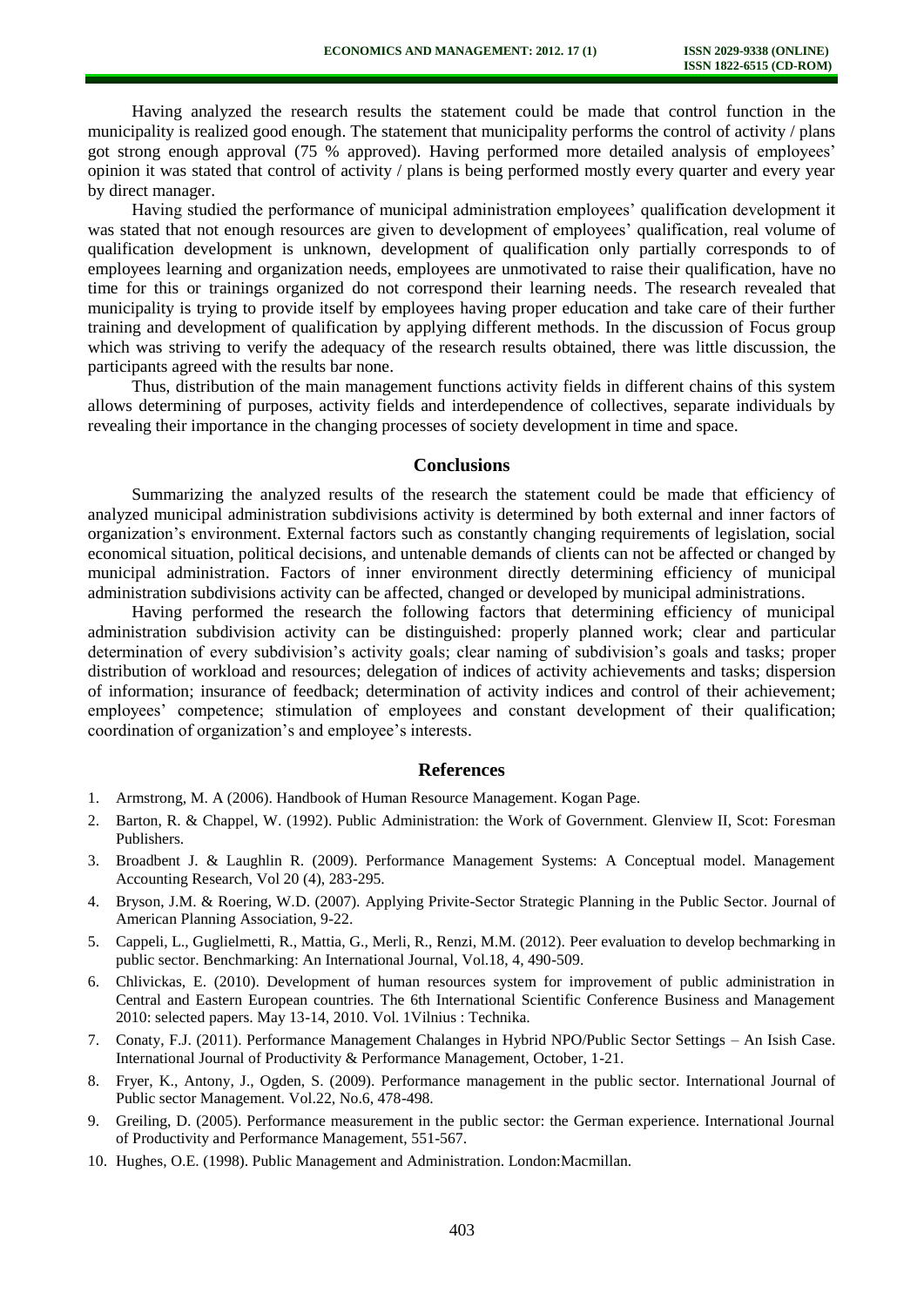Having analyzed the research results the statement could be made that control function in the municipality is realized good enough. The statement that municipality performs the control of activity / plans got strong enough approval (75 % approved). Having performed more detailed analysis of employees' opinion it was stated that control of activity / plans is being performed mostly every quarter and every year by direct manager.

Having studied the performance of municipal administration employees' qualification development it was stated that not enough resources are given to development of employees' qualification, real volume of qualification development is unknown, development of qualification only partially corresponds to of employees learning and organization needs, employees are unmotivated to raise their qualification, have no time for this or trainings organized do not correspond their learning needs. The research revealed that municipality is trying to provide itself by employees having proper education and take care of their further training and development of qualification by applying different methods. In the discussion of Focus group which was striving to verify the adequacy of the research results obtained, there was little discussion, the participants agreed with the results bar none.

Thus, distribution of the main management functions activity fields in different chains of this system allows determining of purposes, activity fields and interdependence of collectives, separate individuals by revealing their importance in the changing processes of society development in time and space.

## Conclusions

Summarizing the analyzed results of the research the statement could be made that efficiency of analyzed municipal administration subdivisions activity is determined by both external and inner factors of organization's environment. External factors such as constantly changing requirements of legislation, social economical situation, political decisions, and untenable demands of clients can not be affected or changed by municipal administration. Factors of inner environment directly determining efficiency of municipal administration subdivisions activity can be affected, changed or developed by municipal administrations.

Having performed the research the following factors that determining efficiency of municipal administration subdivision activity can be distinguished: properly planned work; clear and particular determination of every subdivision's activity goals; clear naming of subdivision's goals and tasks; proper distribution of workload and resources; delegation of indices of activity achievements and tasks; dispersion of information; insurance of feedback; determination of activity indices and control of their achievement; employees' competence; stimulation of employees and constant development of their qualification; coordination of organization's and employee's interests.

## References

1. Armstrong, M. A (2006). Handbook of Human Resource Management. Kogan Page.
2. Barton, R. & Chappel, W. (1992). Public Administration: the Work of Government. Glenview II, Scot: Foresman Publishers.
3. Broadbent J. & Laughlin R. (2009). Performance Management Systems: A Conceptual model. Management Accounting Research, Vol 20 (4), 283-295.
4. Bryson, J.M. & Roering, W.D. (2007). Applying Privite-Sector Strategic Planning in the Public Sector. Journal of American Planning Association, 9-22.
5. Cappeli, L., Guglielmetti, R., Mattia, G., Merli, R., Renzi, M.M. (2012). Peer evaluation to develop bechmarking in public sector. Benchmarking: An International Journal, Vol.18, 4, 490-509.
6. Chlivickas, E. (2010). Development of human resources system for improvement of public administration in Central and Eastern European countries. The 6th International Scientific Conference Business and Management 2010: selected papers. May 13-14, 2010. Vol. 1Vilnius : Technika.
7. Conaty, F.J. (2011). Performance Management Chalanges in Hybrid NPO/Public Sector Settings – An Isish Case. International Journal of Productivity & Performance Management, October, 1-21.
8. Fryer, K., Antony, J., Ogden, S. (2009). Performance management in the public sector. International Journal of Public sector Management. Vol.22, No.6, 478-498.
9. Greiling, D. (2005). Performance measurement in the public sector: the German experience. International Journal of Productivity and Performance Management, 551-567.
10. Hughes, O.E. (1998). Public Management and Administration. London:Macmillan.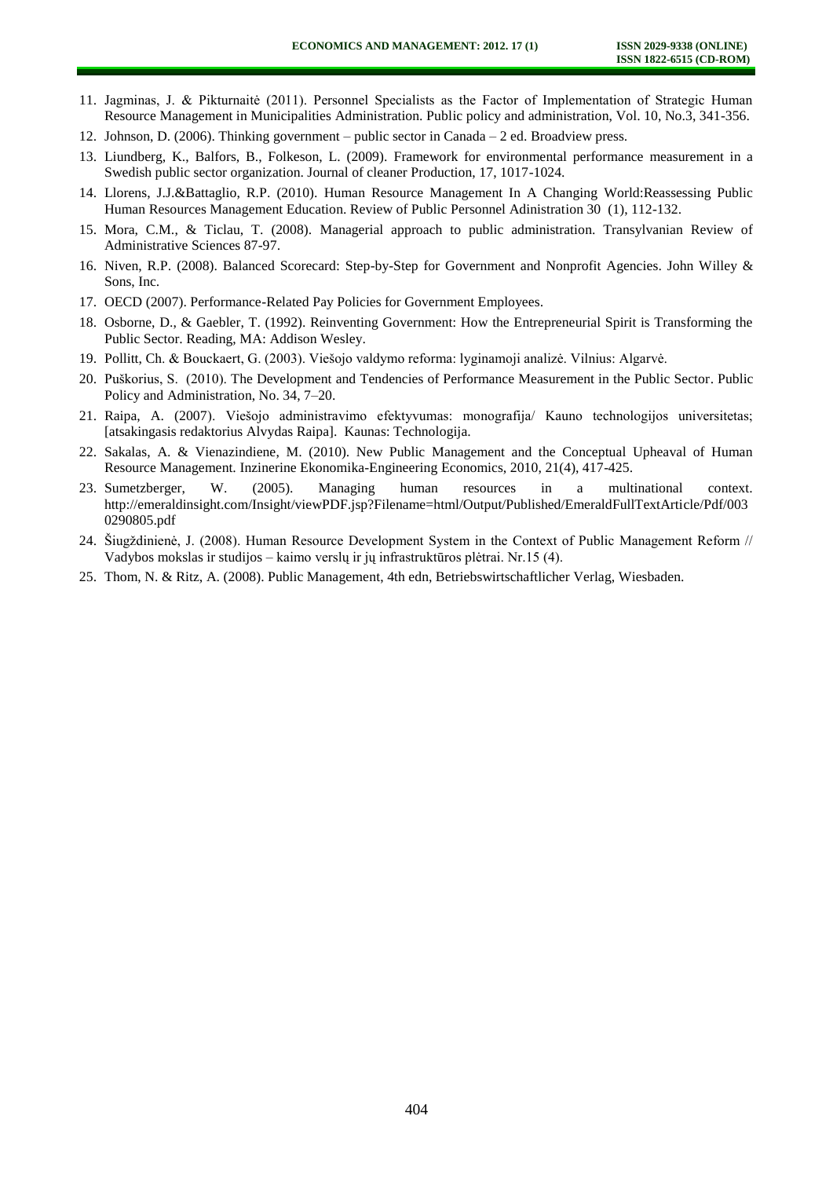11. Jagminas, J. & Pikturnaitė (2011). Personnel Specialists as the Factor of Implementation of Strategic Human Resource Management in Municipalities Administration. Public policy and administration, Vol. 10, No.3, 341-356.
12. Johnson, D. (2006). Thinking government – public sector in Canada – 2 ed. Broadview press.
13. Liundberg, K., Balfors, B., Folkeson, L. (2009). Framework for environmental performance measurement in a Swedish public sector organization. Journal of cleaner Production, 17, 1017-1024.
14. Llorens, J.J.&Battaglio, R.P. (2010). Human Resource Management In A Changing World:Reassessing Public Human Resources Management Education. Review of Public Personnel Adinistration 30 (1), 112-132.
15. Mora, C.M., & Ticlau, T. (2008). Managerial approach to public administration. Transylvanian Review of Administrative Sciences 87-97.
16. Niven, R.P. (2008). Balanced Scorecard: Step-by-Step for Government and Nonprofit Agencies. John Willey & Sons, Inc.
17. OECD (2007). Performance-Related Pay Policies for Government Employees.
18. Osborne, D., & Gaebler, T. (1992). Reinventing Government: How the Entrepreneurial Spirit is Transforming the Public Sector. Reading, MA: Addison Wesley.
19. Pollitt, Ch. & Bouckaert, G. (2003). Viešojo valdymo reforma: lyginamoji analizė. Vilnius: Algarvė.
20. Puškorius, S. (2010). The Development and Tendencies of Performance Measurement in the Public Sector. Public Policy and Administration, No. 34, 7–20.
21. Raipa, A. (2007). Viešojo administravimo efektyvumas: monografija/ Kauno technologijos universitetas; [atsakingasis redaktorius Alvydas Raipa]. Kaunas: Technologija.
22. Sakalas, A. & Vienazindiene, M. (2010). New Public Management and the Conceptual Upheaval of Human Resource Management. Inzinerine Ekonomika-Engineering Economics, 2010, 21(4), 417-425.
23. Sumetzberger, W. (2005). Managing human resources in a multinational context. http://emeraldinsight.com/Insight/viewPDF.jsp?Filename=html/Output/Published/EmeraldFullTextArticle/Pdf/0030290805.pdf
24. Šiugždinienė, J. (2008). Human Resource Development System in the Context of Public Management Reform // Vadybos mokslas ir studijos – kaimo verslų ir jų infrastruktūros plėtrai. Nr.15 (4).
25. Thom, N. & Ritz, A. (2008). Public Management, 4th edn, Betriebswirtschaftlicher Verlag, Wiesbaden.